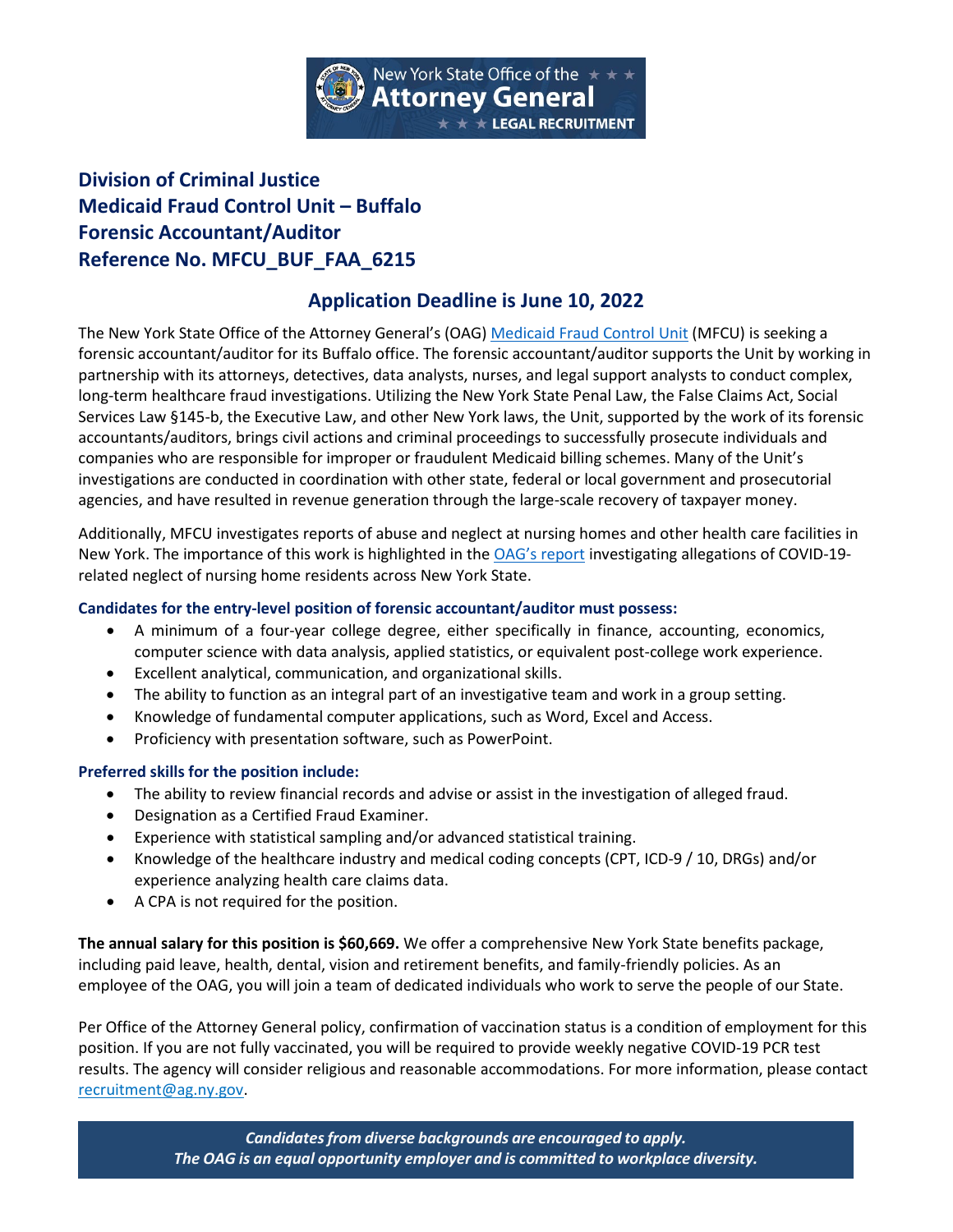New York State Office of the Attorney General
LEGAL RECRUITMENT

## Division of Criminal Justice
## Medicaid Fraud Control Unit – Buffalo
## Forensic Accountant/Auditor
## Reference No. MFCU_BUF_FAA_6215

### Application Deadline is June 10, 2022

The New York State Office of the Attorney General's (OAG) Medicaid Fraud Control Unit (MFCU) is seeking a forensic accountant/auditor for its Buffalo office. The forensic accountant/auditor supports the Unit by working in partnership with its attorneys, detectives, data analysts, nurses, and legal support analysts to conduct complex, long-term healthcare fraud investigations. Utilizing the New York State Penal Law, the False Claims Act, Social Services Law §145-b, the Executive Law, and other New York laws, the Unit, supported by the work of its forensic accountants/auditors, brings civil actions and criminal proceedings to successfully prosecute individuals and companies who are responsible for improper or fraudulent Medicaid billing schemes. Many of the Unit's investigations are conducted in coordination with other state, federal or local government and prosecutorial agencies, and have resulted in revenue generation through the large-scale recovery of taxpayer money.

Additionally, MFCU investigates reports of abuse and neglect at nursing homes and other health care facilities in New York. The importance of this work is highlighted in the OAG's report investigating allegations of COVID-19-related neglect of nursing home residents across New York State.

**Candidates for the entry-level position of forensic accountant/auditor must possess:**

- A minimum of a four-year college degree, either specifically in finance, accounting, economics, computer science with data analysis, applied statistics, or equivalent post-college work experience.
- Excellent analytical, communication, and organizational skills.
- The ability to function as an integral part of an investigative team and work in a group setting.
- Knowledge of fundamental computer applications, such as Word, Excel and Access.
- Proficiency with presentation software, such as PowerPoint.

**Preferred skills for the position include:**

- The ability to review financial records and advise or assist in the investigation of alleged fraud.
- Designation as a Certified Fraud Examiner.
- Experience with statistical sampling and/or advanced statistical training.
- Knowledge of the healthcare industry and medical coding concepts (CPT, ICD-9 / 10, DRGs) and/or experience analyzing health care claims data.
- A CPA is not required for the position.

**The annual salary for this position is $60,669.** We offer a comprehensive New York State benefits package, including paid leave, health, dental, vision and retirement benefits, and family-friendly policies. As an employee of the OAG, you will join a team of dedicated individuals who work to serve the people of our State.

Per Office of the Attorney General policy, confirmation of vaccination status is a condition of employment for this position. If you are not fully vaccinated, you will be required to provide weekly negative COVID-19 PCR test results. The agency will consider religious and reasonable accommodations. For more information, please contact recruitment@ag.ny.gov.

***Candidates from diverse backgrounds are encouraged to apply.***
***The OAG is an equal opportunity employer and is committed to workplace diversity.***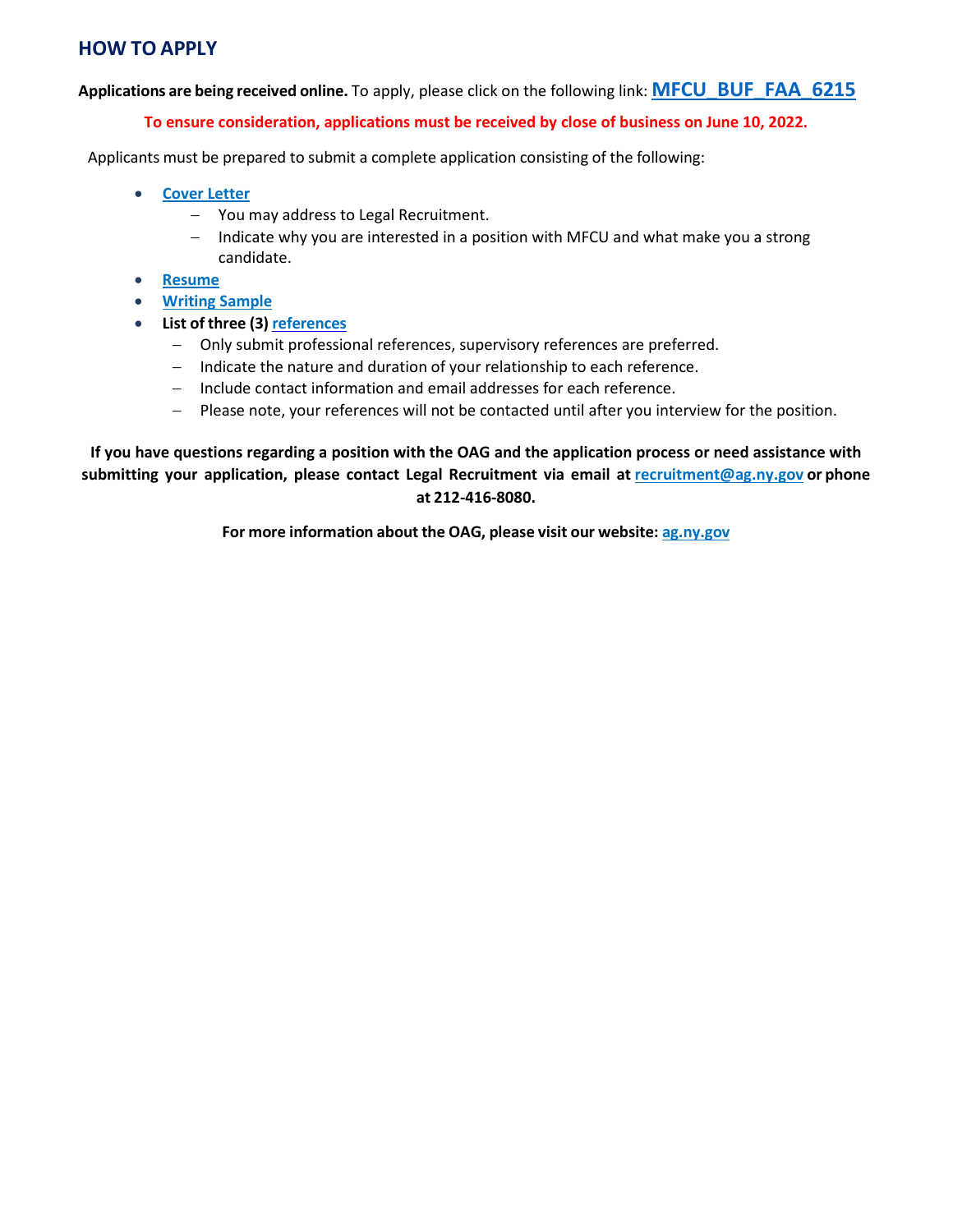## HOW TO APPLY

**Applications are being received online.** To apply, please click on the following link: **MFCU_BUF_FAA_6215**

**To ensure consideration, applications must be received by close of business on June 10, 2022.**

Applicants must be prepared to submit a complete application consisting of the following:

- **Cover Letter**
  - You may address to Legal Recruitment.
  - Indicate why you are interested in a position with MFCU and what make you a strong candidate.
- **Resume**
- **Writing Sample**
- **List of three (3) references**
  - Only submit professional references, supervisory references are preferred.
  - Indicate the nature and duration of your relationship to each reference.
  - Include contact information and email addresses for each reference.
  - Please note, your references will not be contacted until after you interview for the position.

**If you have questions regarding a position with the OAG and the application process or need assistance with submitting your application, please contact Legal Recruitment via email at recruitment@ag.ny.gov or phone at 212-416-8080.**

**For more information about the OAG, please visit our website: ag.ny.gov**